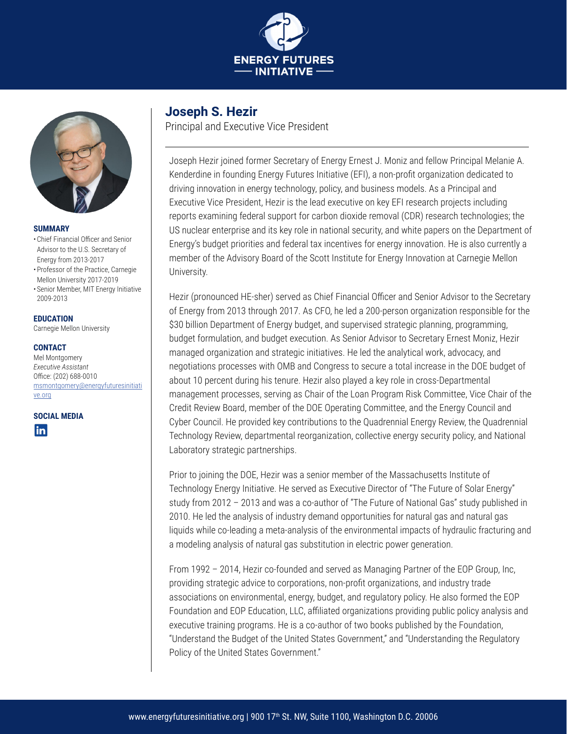ENERGY FUTURES
— INITIATIVE —

# Joseph S. Hezir

Principal and Executive Vice President

### SUMMARY

- Chief Financial Officer and Senior Advisor to the U.S. Secretary of Energy from 2013-2017
- Professor of the Practice, Carnegie Mellon University 2017-2019
- Senior Member, MIT Energy Initiative 2009-2013

### EDUCATION

Carnegie Mellon University

### CONTACT

Mel Montgomery
*Executive Assistant*
Office: (202) 688-0010
msmontgomery@energyfuturesinitiative.org

### SOCIAL MEDIA

---

Joseph Hezir joined former Secretary of Energy Ernest J. Moniz and fellow Principal Melanie A. Kenderdine in founding Energy Futures Initiative (EFI), a non-profit organization dedicated to driving innovation in energy technology, policy, and business models. As a Principal and Executive Vice President, Hezir is the lead executive on key EFI research projects including reports examining federal support for carbon dioxide removal (CDR) research technologies; the US nuclear enterprise and its key role in national security, and white papers on the Department of Energy's budget priorities and federal tax incentives for energy innovation. He is also currently a member of the Advisory Board of the Scott Institute for Energy Innovation at Carnegie Mellon University.

Hezir (pronounced HE-sher) served as Chief Financial Officer and Senior Advisor to the Secretary of Energy from 2013 through 2017. As CFO, he led a 200-person organization responsible for the $30 billion Department of Energy budget, and supervised strategic planning, programming, budget formulation, and budget execution. As Senior Advisor to Secretary Ernest Moniz, Hezir managed organization and strategic initiatives. He led the analytical work, advocacy, and negotiations processes with OMB and Congress to secure a total increase in the DOE budget of about 10 percent during his tenure. Hezir also played a key role in cross-Departmental management processes, serving as Chair of the Loan Program Risk Committee, Vice Chair of the Credit Review Board, member of the DOE Operating Committee, and the Energy Council and Cyber Council. He provided key contributions to the Quadrennial Energy Review, the Quadrennial Technology Review, departmental reorganization, collective energy security policy, and National Laboratory strategic partnerships.

Prior to joining the DOE, Hezir was a senior member of the Massachusetts Institute of Technology Energy Initiative. He served as Executive Director of "The Future of Solar Energy" study from 2012 – 2013 and was a co-author of "The Future of National Gas" study published in 2010. He led the analysis of industry demand opportunities for natural gas and natural gas liquids while co-leading a meta-analysis of the environmental impacts of hydraulic fracturing and a modeling analysis of natural gas substitution in electric power generation.

From 1992 – 2014, Hezir co-founded and served as Managing Partner of the EOP Group, Inc, providing strategic advice to corporations, non-profit organizations, and industry trade associations on environmental, energy, budget, and regulatory policy. He also formed the EOP Foundation and EOP Education, LLC, affiliated organizations providing public policy analysis and executive training programs. He is a co-author of two books published by the Foundation, "Understand the Budget of the United States Government," and "Understanding the Regulatory Policy of the United States Government."

www.energyfuturesinitiative.org | 900 17th St. NW, Suite 1100, Washington D.C. 20006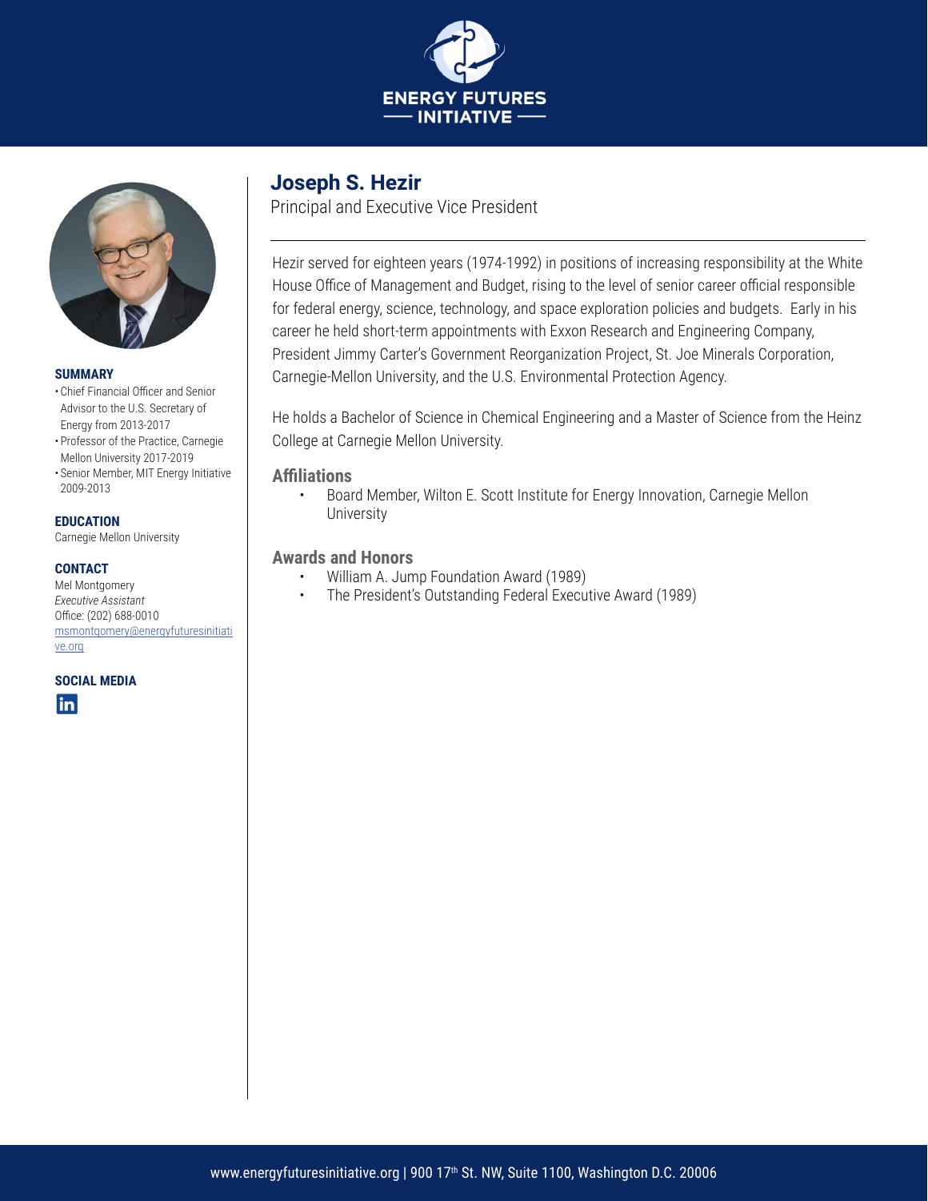# Joseph S. Hezir

Principal and Executive Vice President

Hezir served for eighteen years (1974-1992) in positions of increasing responsibility at the White House Office of Management and Budget, rising to the level of senior career official responsible for federal energy, science, technology, and space exploration policies and budgets. Early in his career he held short-term appointments with Exxon Research and Engineering Company, President Jimmy Carter's Government Reorganization Project, St. Joe Minerals Corporation, Carnegie-Mellon University, and the U.S. Environmental Protection Agency.

He holds a Bachelor of Science in Chemical Engineering and a Master of Science from the Heinz College at Carnegie Mellon University.

## Affiliations

- Board Member, Wilton E. Scott Institute for Energy Innovation, Carnegie Mellon University

## Awards and Honors

- William A. Jump Foundation Award (1989)
- The President's Outstanding Federal Executive Award (1989)

### SUMMARY

- Chief Financial Officer and Senior Advisor to the U.S. Secretary of Energy from 2013-2017
- Professor of the Practice, Carnegie Mellon University 2017-2019
- Senior Member, MIT Energy Initiative 2009-2013

### EDUCATION

Carnegie Mellon University

### CONTACT

Mel Montgomery
*Executive Assistant*
Office: (202) 688-0010
msmontgomery@energyfuturesinitiative.org

### SOCIAL MEDIA

www.energyfuturesinitiative.org | 900 17th St. NW, Suite 1100, Washington D.C. 20006